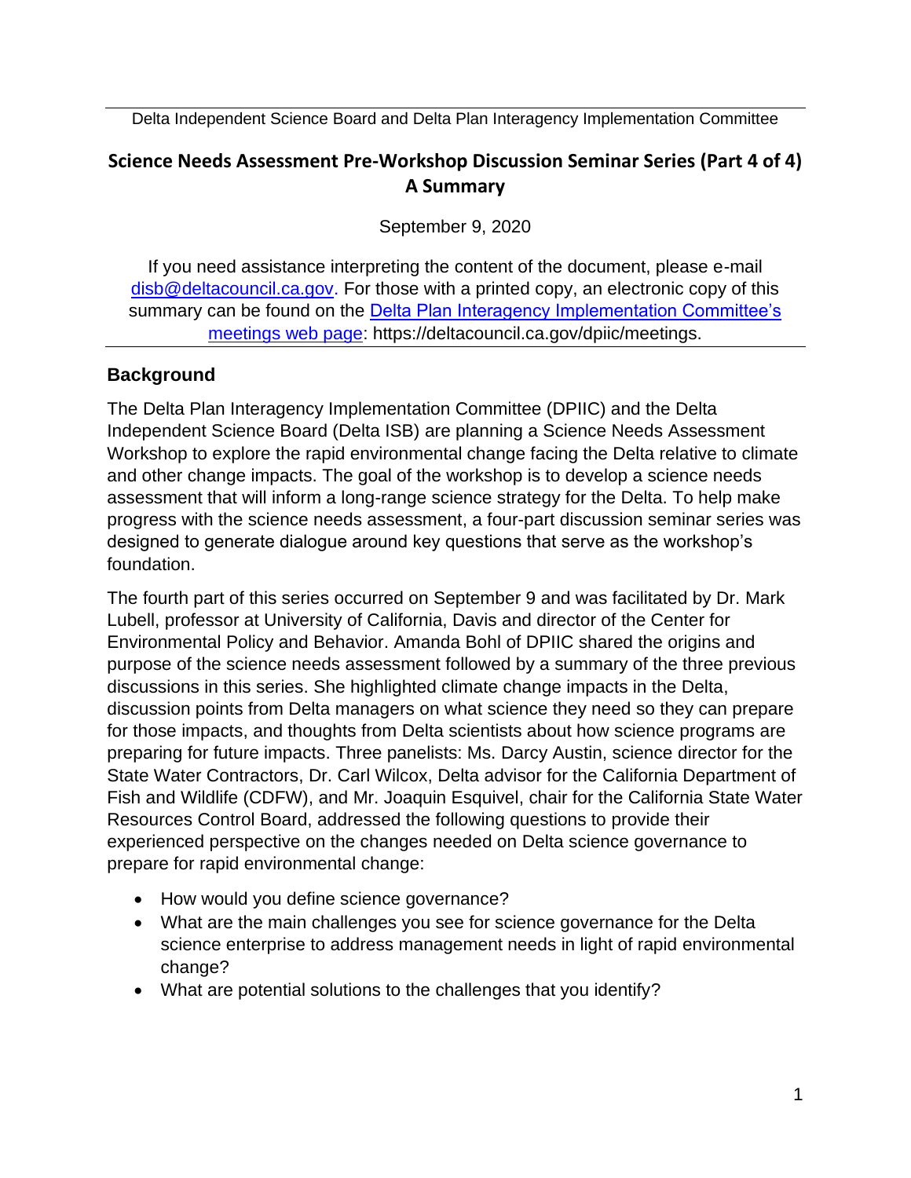Delta Independent Science Board and Delta Plan Interagency Implementation Committee

# Science Needs Assessment Pre-Workshop Discussion Seminar Series (Part 4 of 4) A Summary

September 9, 2020

If you need assistance interpreting the content of the document, please e-mail disb@deltacouncil.ca.gov. For those with a printed copy, an electronic copy of this summary can be found on the Delta Plan Interagency Implementation Committee's meetings web page: https://deltacouncil.ca.gov/dpiic/meetings.

## Background

The Delta Plan Interagency Implementation Committee (DPIIC) and the Delta Independent Science Board (Delta ISB) are planning a Science Needs Assessment Workshop to explore the rapid environmental change facing the Delta relative to climate and other change impacts. The goal of the workshop is to develop a science needs assessment that will inform a long-range science strategy for the Delta. To help make progress with the science needs assessment, a four-part discussion seminar series was designed to generate dialogue around key questions that serve as the workshop's foundation.

The fourth part of this series occurred on September 9 and was facilitated by Dr. Mark Lubell, professor at University of California, Davis and director of the Center for Environmental Policy and Behavior. Amanda Bohl of DPIIC shared the origins and purpose of the science needs assessment followed by a summary of the three previous discussions in this series. She highlighted climate change impacts in the Delta, discussion points from Delta managers on what science they need so they can prepare for those impacts, and thoughts from Delta scientists about how science programs are preparing for future impacts. Three panelists: Ms. Darcy Austin, science director for the State Water Contractors, Dr. Carl Wilcox, Delta advisor for the California Department of Fish and Wildlife (CDFW), and Mr. Joaquin Esquivel, chair for the California State Water Resources Control Board, addressed the following questions to provide their experienced perspective on the changes needed on Delta science governance to prepare for rapid environmental change:

- How would you define science governance?
- What are the main challenges you see for science governance for the Delta science enterprise to address management needs in light of rapid environmental change?
- What are potential solutions to the challenges that you identify?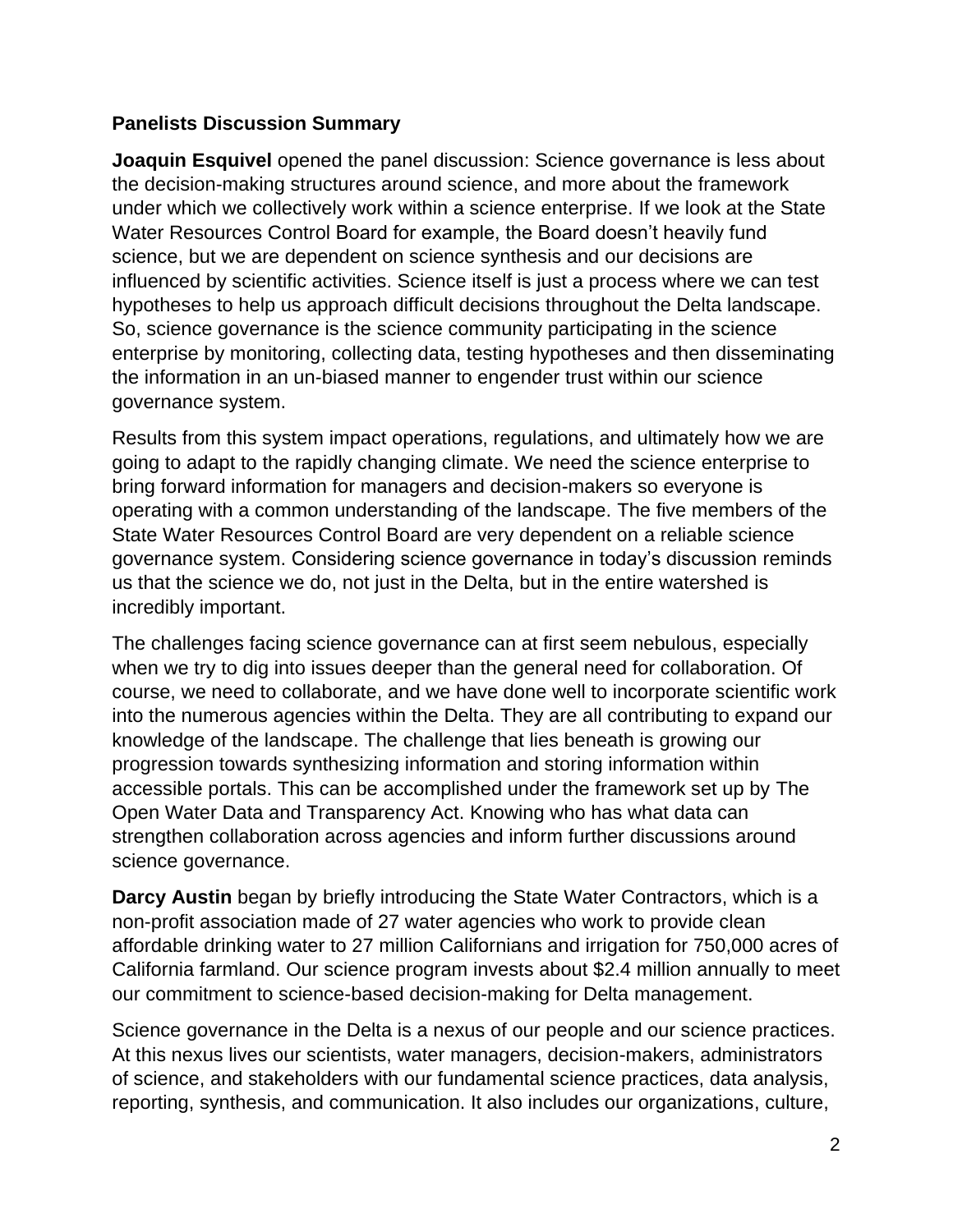**Panelists Discussion Summary**

**Joaquin Esquivel** opened the panel discussion: Science governance is less about the decision-making structures around science, and more about the framework under which we collectively work within a science enterprise. If we look at the State Water Resources Control Board for example, the Board doesn't heavily fund science, but we are dependent on science synthesis and our decisions are influenced by scientific activities. Science itself is just a process where we can test hypotheses to help us approach difficult decisions throughout the Delta landscape. So, science governance is the science community participating in the science enterprise by monitoring, collecting data, testing hypotheses and then disseminating the information in an un-biased manner to engender trust within our science governance system.

Results from this system impact operations, regulations, and ultimately how we are going to adapt to the rapidly changing climate. We need the science enterprise to bring forward information for managers and decision-makers so everyone is operating with a common understanding of the landscape. The five members of the State Water Resources Control Board are very dependent on a reliable science governance system. Considering science governance in today's discussion reminds us that the science we do, not just in the Delta, but in the entire watershed is incredibly important.

The challenges facing science governance can at first seem nebulous, especially when we try to dig into issues deeper than the general need for collaboration. Of course, we need to collaborate, and we have done well to incorporate scientific work into the numerous agencies within the Delta. They are all contributing to expand our knowledge of the landscape. The challenge that lies beneath is growing our progression towards synthesizing information and storing information within accessible portals. This can be accomplished under the framework set up by The Open Water Data and Transparency Act. Knowing who has what data can strengthen collaboration across agencies and inform further discussions around science governance.

**Darcy Austin** began by briefly introducing the State Water Contractors, which is a non-profit association made of 27 water agencies who work to provide clean affordable drinking water to 27 million Californians and irrigation for 750,000 acres of California farmland. Our science program invests about $2.4 million annually to meet our commitment to science-based decision-making for Delta management.

Science governance in the Delta is a nexus of our people and our science practices. At this nexus lives our scientists, water managers, decision-makers, administrators of science, and stakeholders with our fundamental science practices, data analysis, reporting, synthesis, and communication. It also includes our organizations, culture,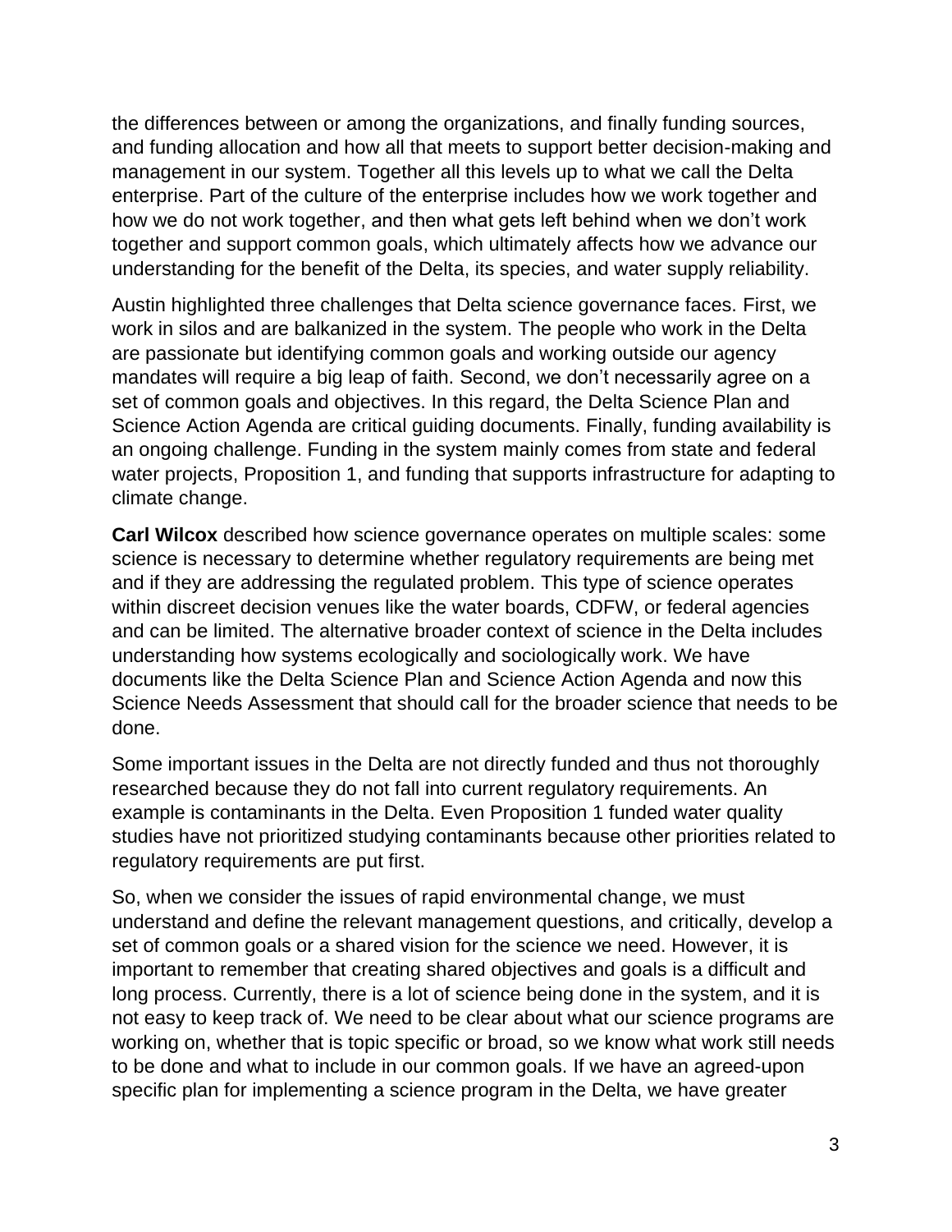the differences between or among the organizations, and finally funding sources, and funding allocation and how all that meets to support better decision-making and management in our system. Together all this levels up to what we call the Delta enterprise. Part of the culture of the enterprise includes how we work together and how we do not work together, and then what gets left behind when we don't work together and support common goals, which ultimately affects how we advance our understanding for the benefit of the Delta, its species, and water supply reliability.

Austin highlighted three challenges that Delta science governance faces. First, we work in silos and are balkanized in the system. The people who work in the Delta are passionate but identifying common goals and working outside our agency mandates will require a big leap of faith. Second, we don't necessarily agree on a set of common goals and objectives. In this regard, the Delta Science Plan and Science Action Agenda are critical guiding documents. Finally, funding availability is an ongoing challenge. Funding in the system mainly comes from state and federal water projects, Proposition 1, and funding that supports infrastructure for adapting to climate change.

**Carl Wilcox** described how science governance operates on multiple scales: some science is necessary to determine whether regulatory requirements are being met and if they are addressing the regulated problem. This type of science operates within discreet decision venues like the water boards, CDFW, or federal agencies and can be limited. The alternative broader context of science in the Delta includes understanding how systems ecologically and sociologically work. We have documents like the Delta Science Plan and Science Action Agenda and now this Science Needs Assessment that should call for the broader science that needs to be done.

Some important issues in the Delta are not directly funded and thus not thoroughly researched because they do not fall into current regulatory requirements. An example is contaminants in the Delta. Even Proposition 1 funded water quality studies have not prioritized studying contaminants because other priorities related to regulatory requirements are put first.

So, when we consider the issues of rapid environmental change, we must understand and define the relevant management questions, and critically, develop a set of common goals or a shared vision for the science we need. However, it is important to remember that creating shared objectives and goals is a difficult and long process. Currently, there is a lot of science being done in the system, and it is not easy to keep track of. We need to be clear about what our science programs are working on, whether that is topic specific or broad, so we know what work still needs to be done and what to include in our common goals. If we have an agreed-upon specific plan for implementing a science program in the Delta, we have greater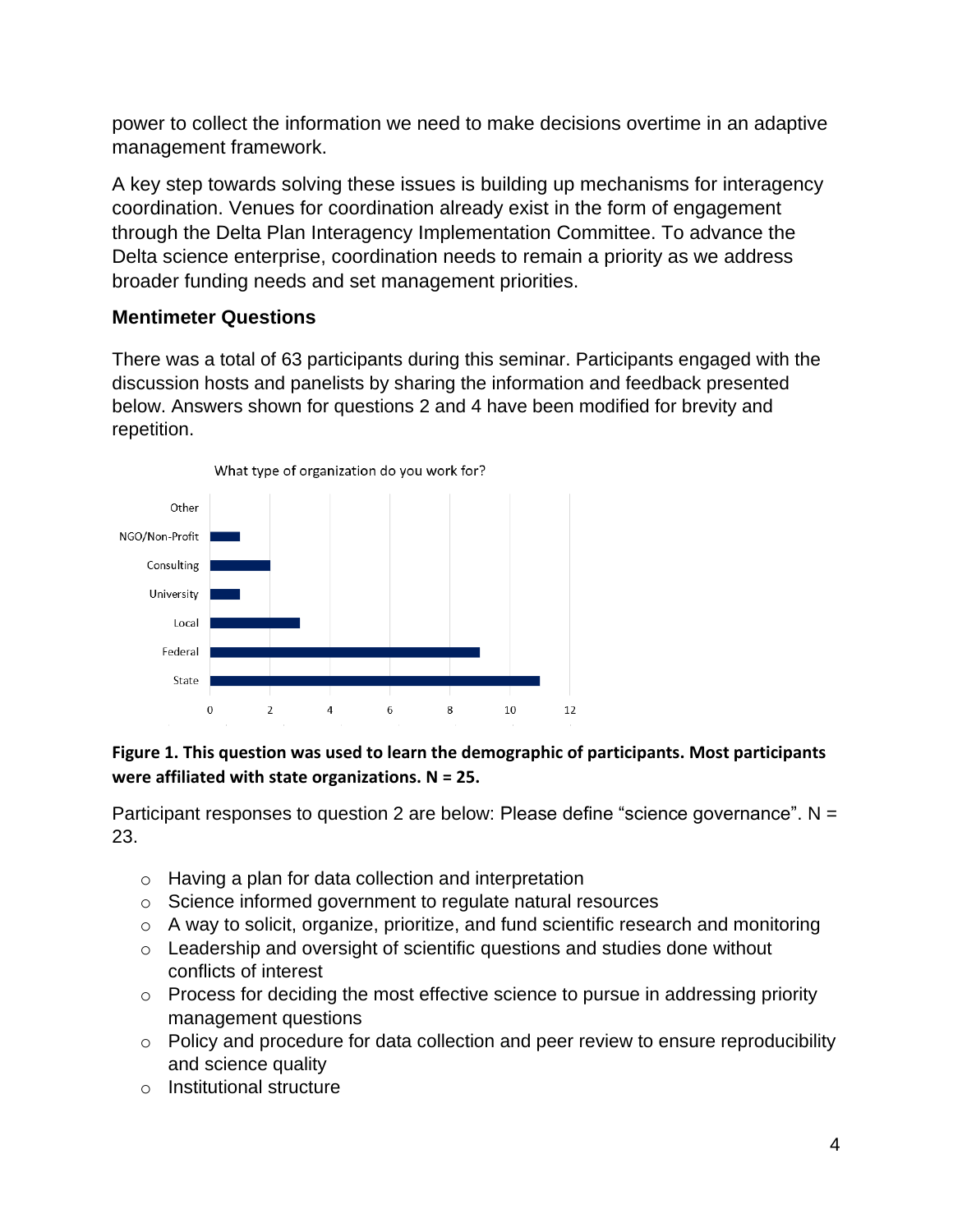power to collect the information we need to make decisions overtime in an adaptive management framework.

A key step towards solving these issues is building up mechanisms for interagency coordination. Venues for coordination already exist in the form of engagement through the Delta Plan Interagency Implementation Committee. To advance the Delta science enterprise, coordination needs to remain a priority as we address broader funding needs and set management priorities.

### Mentimeter Questions

There was a total of 63 participants during this seminar. Participants engaged with the discussion hosts and panelists by sharing the information and feedback presented below. Answers shown for questions 2 and 4 have been modified for brevity and repetition.

What type of organization do you work for?

| Organization | Count |
| --- | --- |
| Other | 0 |
| NGO/Non-Profit | 1 |
| Consulting | 2 |
| University | 1 |
| Local | 3 |
| Federal | 9 |
| State | 11 |

**Figure 1. This question was used to learn the demographic of participants. Most participants were affiliated with state organizations. N = 25.**

Participant responses to question 2 are below: Please define "science governance". N = 23.

- Having a plan for data collection and interpretation
- Science informed government to regulate natural resources
- A way to solicit, organize, prioritize, and fund scientific research and monitoring
- Leadership and oversight of scientific questions and studies done without conflicts of interest
- Process for deciding the most effective science to pursue in addressing priority management questions
- Policy and procedure for data collection and peer review to ensure reproducibility and science quality
- Institutional structure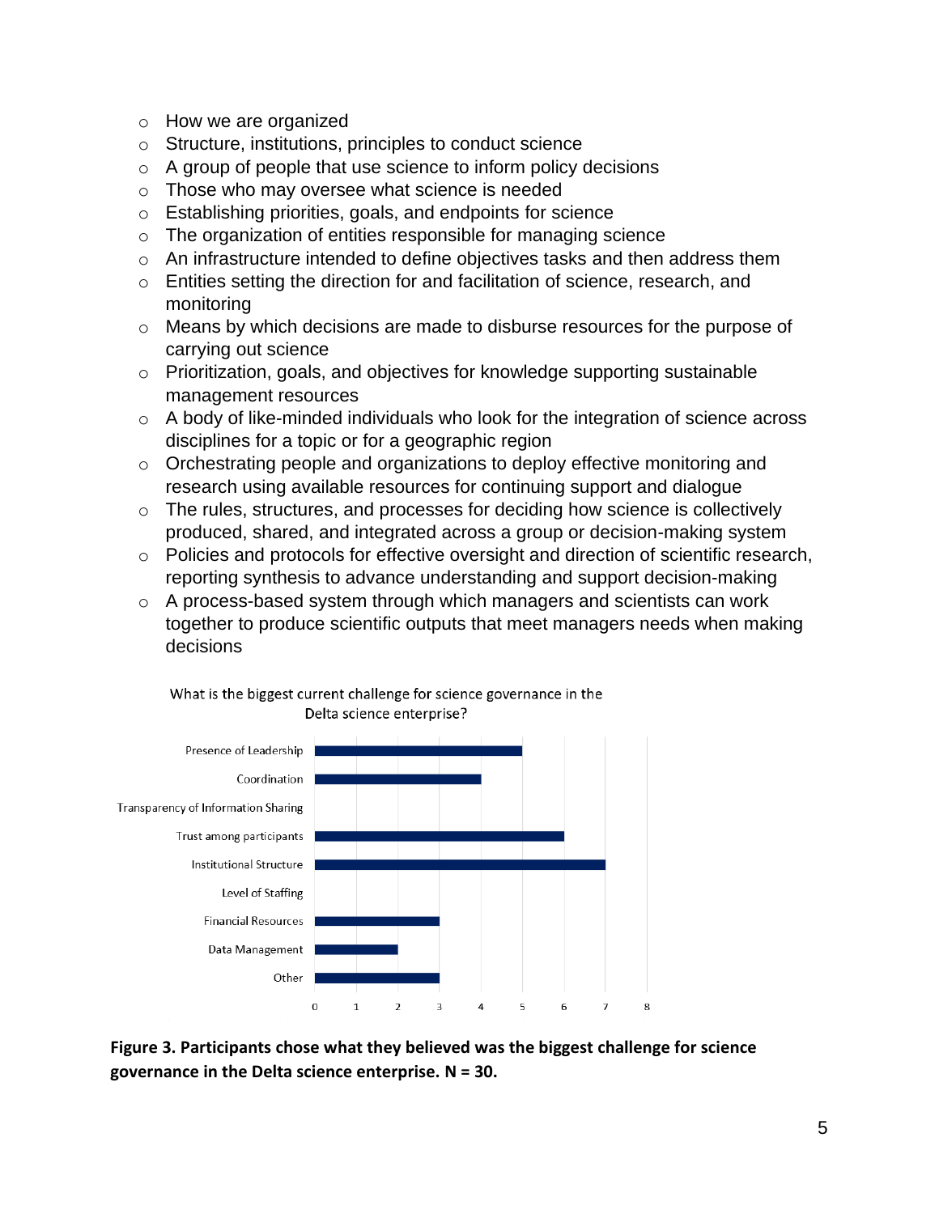- How we are organized
- Structure, institutions, principles to conduct science
- A group of people that use science to inform policy decisions
- Those who may oversee what science is needed
- Establishing priorities, goals, and endpoints for science
- The organization of entities responsible for managing science
- An infrastructure intended to define objectives tasks and then address them
- Entities setting the direction for and facilitation of science, research, and monitoring
- Means by which decisions are made to disburse resources for the purpose of carrying out science
- Prioritization, goals, and objectives for knowledge supporting sustainable management resources
- A body of like-minded individuals who look for the integration of science across disciplines for a topic or for a geographic region
- Orchestrating people and organizations to deploy effective monitoring and research using available resources for continuing support and dialogue
- The rules, structures, and processes for deciding how science is collectively produced, shared, and integrated across a group or decision-making system
- Policies and protocols for effective oversight and direction of scientific research, reporting synthesis to advance understanding and support decision-making
- A process-based system through which managers and scientists can work together to produce scientific outputs that meet managers needs when making decisions

What is the biggest current challenge for science governance in the Delta science enterprise?

| Challenge | Responses |
|---|---|
| Presence of Leadership | 5 |
| Coordination | 4 |
| Transparency of Information Sharing | 0 |
| Trust among participants | 6 |
| Institutional Structure | 7 |
| Level of Staffing | 0 |
| Financial Resources | 3 |
| Data Management | 2 |
| Other | 3 |

**Figure 3. Participants chose what they believed was the biggest challenge for science governance in the Delta science enterprise. N = 30.**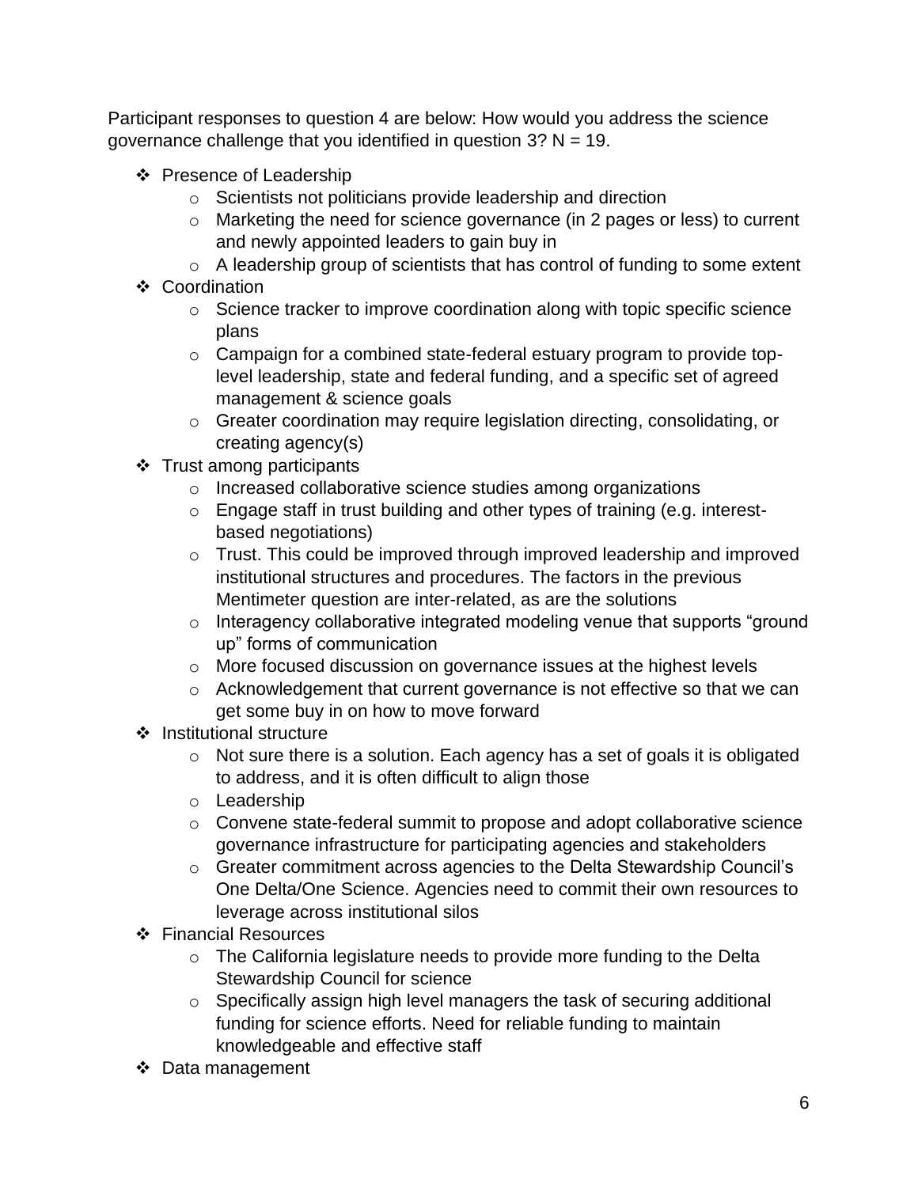Participant responses to question 4 are below: How would you address the science governance challenge that you identified in question 3? N = 19.

- Presence of Leadership
  - Scientists not politicians provide leadership and direction
  - Marketing the need for science governance (in 2 pages or less) to current and newly appointed leaders to gain buy in
  - A leadership group of scientists that has control of funding to some extent
- Coordination
  - Science tracker to improve coordination along with topic specific science plans
  - Campaign for a combined state-federal estuary program to provide top-level leadership, state and federal funding, and a specific set of agreed management & science goals
  - Greater coordination may require legislation directing, consolidating, or creating agency(s)
- Trust among participants
  - Increased collaborative science studies among organizations
  - Engage staff in trust building and other types of training (e.g. interest-based negotiations)
  - Trust. This could be improved through improved leadership and improved institutional structures and procedures. The factors in the previous Mentimeter question are inter-related, as are the solutions
  - Interagency collaborative integrated modeling venue that supports "ground up" forms of communication
  - More focused discussion on governance issues at the highest levels
  - Acknowledgement that current governance is not effective so that we can get some buy in on how to move forward
- Institutional structure
  - Not sure there is a solution. Each agency has a set of goals it is obligated to address, and it is often difficult to align those
  - Leadership
  - Convene state-federal summit to propose and adopt collaborative science governance infrastructure for participating agencies and stakeholders
  - Greater commitment across agencies to the Delta Stewardship Council's One Delta/One Science. Agencies need to commit their own resources to leverage across institutional silos
- Financial Resources
  - The California legislature needs to provide more funding to the Delta Stewardship Council for science
  - Specifically assign high level managers the task of securing additional funding for science efforts. Need for reliable funding to maintain knowledgeable and effective staff
- Data management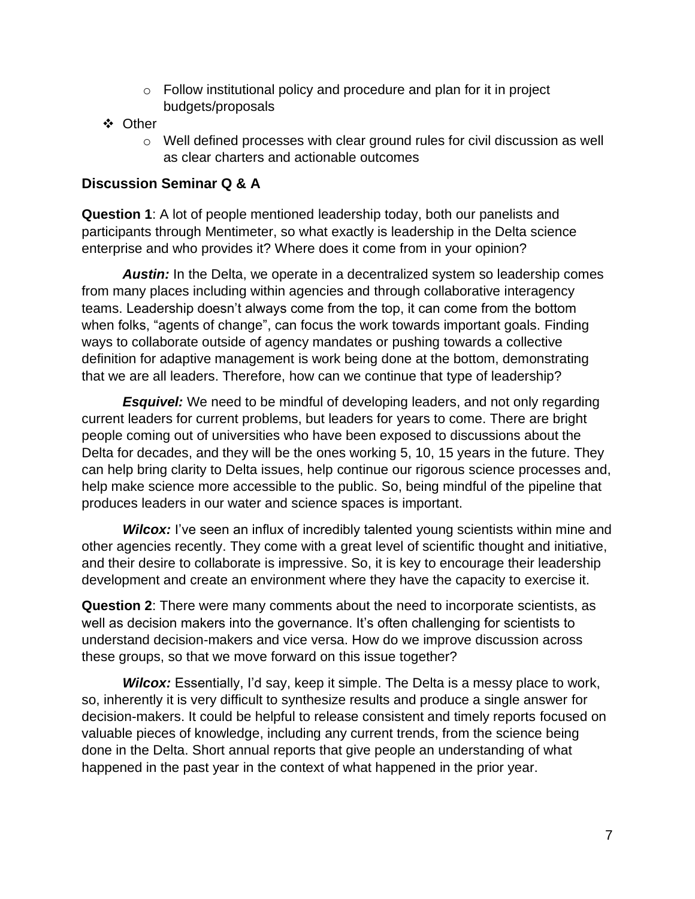- Follow institutional policy and procedure and plan for it in project budgets/proposals
- Other
   - Well defined processes with clear ground rules for civil discussion as well as clear charters and actionable outcomes

## Discussion Seminar Q & A

**Question 1**: A lot of people mentioned leadership today, both our panelists and participants through Mentimeter, so what exactly is leadership in the Delta science enterprise and who provides it? Where does it come from in your opinion?

***Austin:*** In the Delta, we operate in a decentralized system so leadership comes from many places including within agencies and through collaborative interagency teams. Leadership doesn't always come from the top, it can come from the bottom when folks, "agents of change", can focus the work towards important goals. Finding ways to collaborate outside of agency mandates or pushing towards a collective definition for adaptive management is work being done at the bottom, demonstrating that we are all leaders. Therefore, how can we continue that type of leadership?

***Esquivel:*** We need to be mindful of developing leaders, and not only regarding current leaders for current problems, but leaders for years to come. There are bright people coming out of universities who have been exposed to discussions about the Delta for decades, and they will be the ones working 5, 10, 15 years in the future. They can help bring clarity to Delta issues, help continue our rigorous science processes and, help make science more accessible to the public. So, being mindful of the pipeline that produces leaders in our water and science spaces is important.

***Wilcox:*** I've seen an influx of incredibly talented young scientists within mine and other agencies recently. They come with a great level of scientific thought and initiative, and their desire to collaborate is impressive. So, it is key to encourage their leadership development and create an environment where they have the capacity to exercise it.

**Question 2**: There were many comments about the need to incorporate scientists, as well as decision makers into the governance. It's often challenging for scientists to understand decision-makers and vice versa. How do we improve discussion across these groups, so that we move forward on this issue together?

***Wilcox:*** Essentially, I'd say, keep it simple. The Delta is a messy place to work, so, inherently it is very difficult to synthesize results and produce a single answer for decision-makers. It could be helpful to release consistent and timely reports focused on valuable pieces of knowledge, including any current trends, from the science being done in the Delta. Short annual reports that give people an understanding of what happened in the past year in the context of what happened in the prior year.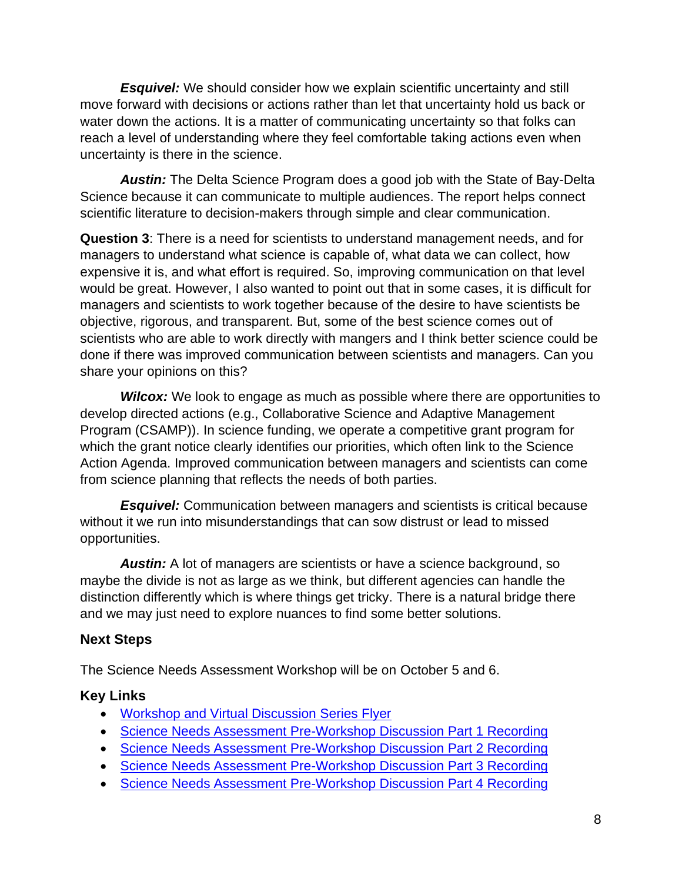***Esquivel:*** We should consider how we explain scientific uncertainty and still move forward with decisions or actions rather than let that uncertainty hold us back or water down the actions. It is a matter of communicating uncertainty so that folks can reach a level of understanding where they feel comfortable taking actions even when uncertainty is there in the science.

***Austin:*** The Delta Science Program does a good job with the State of Bay-Delta Science because it can communicate to multiple audiences. The report helps connect scientific literature to decision-makers through simple and clear communication.

**Question 3**: There is a need for scientists to understand management needs, and for managers to understand what science is capable of, what data we can collect, how expensive it is, and what effort is required. So, improving communication on that level would be great. However, I also wanted to point out that in some cases, it is difficult for managers and scientists to work together because of the desire to have scientists be objective, rigorous, and transparent. But, some of the best science comes out of scientists who are able to work directly with mangers and I think better science could be done if there was improved communication between scientists and managers. Can you share your opinions on this?

***Wilcox:*** We look to engage as much as possible where there are opportunities to develop directed actions (e.g., Collaborative Science and Adaptive Management Program (CSAMP)). In science funding, we operate a competitive grant program for which the grant notice clearly identifies our priorities, which often link to the Science Action Agenda. Improved communication between managers and scientists can come from science planning that reflects the needs of both parties.

***Esquivel:*** Communication between managers and scientists is critical because without it we run into misunderstandings that can sow distrust or lead to missed opportunities.

***Austin:*** A lot of managers are scientists or have a science background, so maybe the divide is not as large as we think, but different agencies can handle the distinction differently which is where things get tricky. There is a natural bridge there and we may just need to explore nuances to find some better solutions.

### Next Steps

The Science Needs Assessment Workshop will be on October 5 and 6.

### Key Links

- Workshop and Virtual Discussion Series Flyer
- Science Needs Assessment Pre-Workshop Discussion Part 1 Recording
- Science Needs Assessment Pre-Workshop Discussion Part 2 Recording
- Science Needs Assessment Pre-Workshop Discussion Part 3 Recording
- Science Needs Assessment Pre-Workshop Discussion Part 4 Recording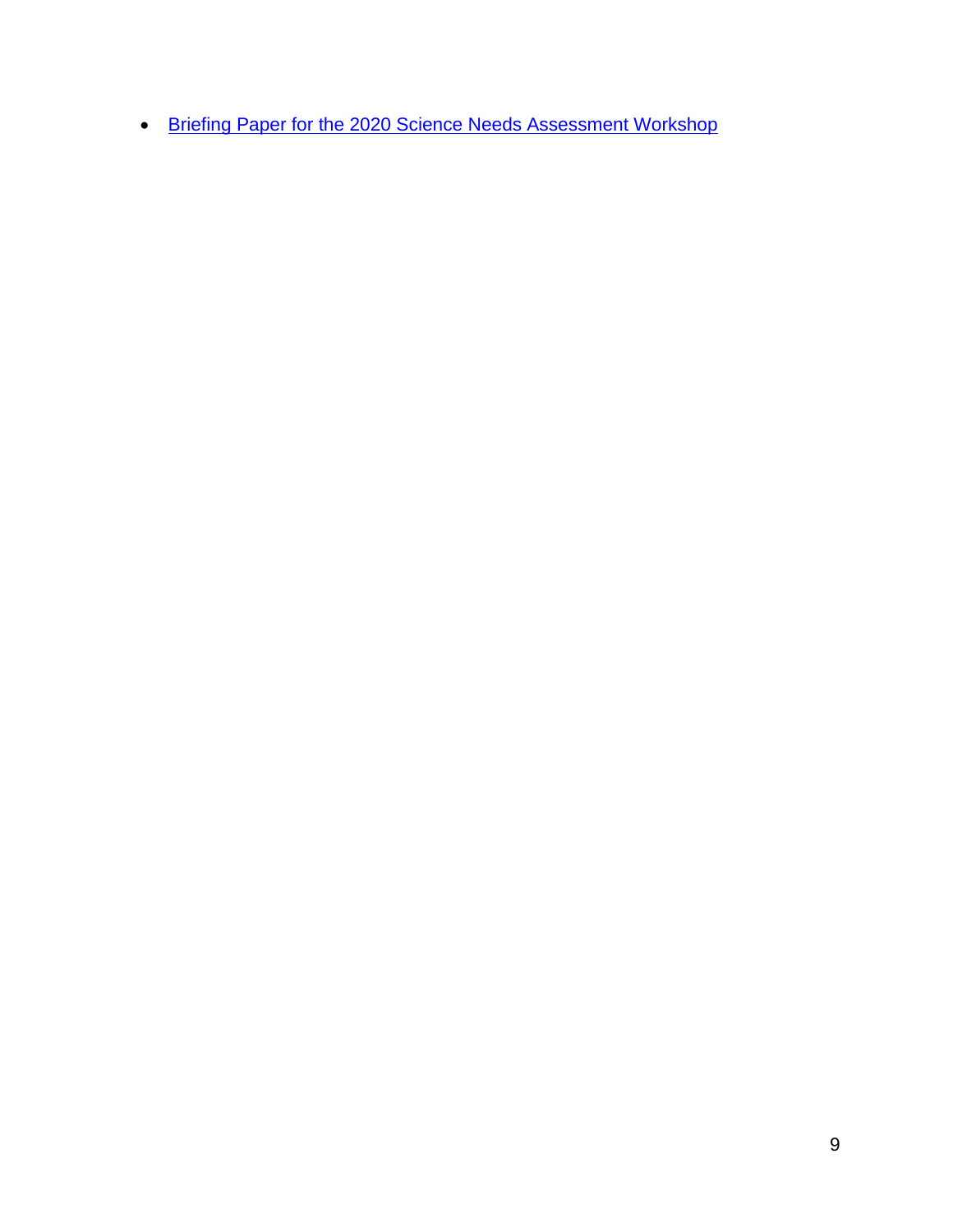- Briefing Paper for the 2020 Science Needs Assessment Workshop